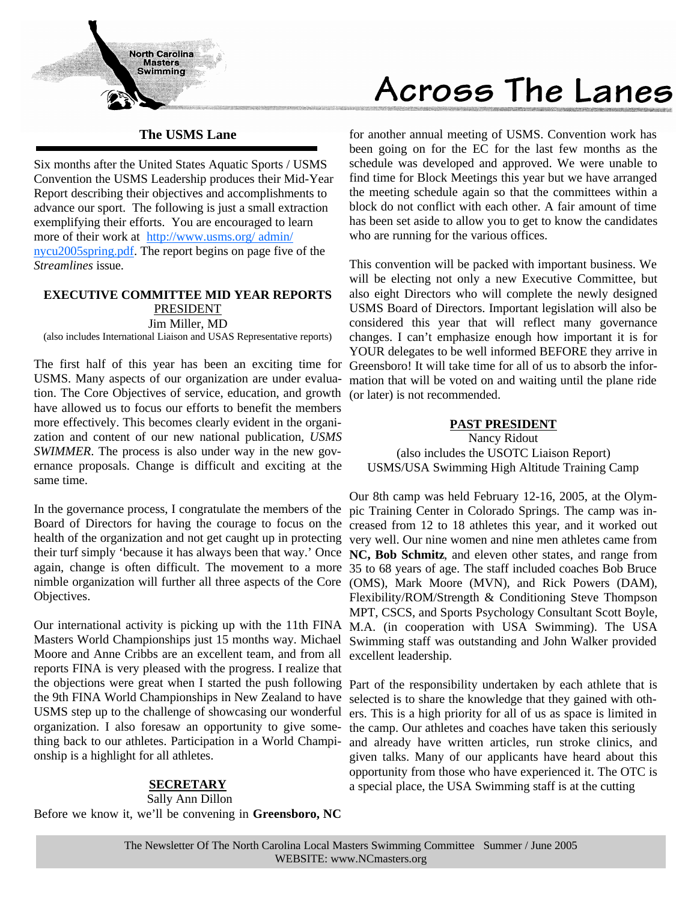# Across The Lanes

North Carolina Masters Swimming

## The USMS Lane

Six months after the United States Aquatic Sports / USMS Convention the USMS Leadership produces their Mid-Year Report describing their objectives and accomplishments to advance our sport. The following is just a small extraction exemplifying their efforts. You are encouraged to learn more of their work at [http://www.usms.org/ admin/ nycu2005spring.pdf](http://www.usms.org/admin/nycu2005spring.pdf). The report begins on page five of the *Streamlines* issue.

### EXECUTIVE COMMITTEE MID YEAR REPORTS

**PRESIDENT**

Jim Miller, MD

(also includes International Liaison and USAS Representative reports)

The first half of this year has been an exciting time for USMS. Many aspects of our organization are under evaluation. The Core Objectives of service, education, and growth have allowed us to focus our efforts to benefit the members more effectively. This becomes clearly evident in the organization and content of our new national publication, *USMS SWIMMER*. The process is also under way in the new governance proposals. Change is difficult and exciting at the same time.

In the governance process, I congratulate the members of the Board of Directors for having the courage to focus on the health of the organization and not get caught up in protecting their turf simply 'because it has always been that way.' Once again, change is often difficult. The movement to a more nimble organization will further all three aspects of the Core Objectives.

Our international activity is picking up with the 11th FINA Masters World Championships just 15 months way. Michael Moore and Anne Cribbs are an excellent team, and from all reports FINA is very pleased with the progress. I realize that the objections were great when I started the push following the 9th FINA World Championships in New Zealand to have USMS step up to the challenge of showcasing our wonderful organization. I also foresaw an opportunity to give something back to our athletes. Participation in a World Championship is a highlight for all athletes.

**SECRETARY**

Sally Ann Dillon

Before we know it, we'll be convening in **Greensboro, NC** for another annual meeting of USMS. Convention work has been going on for the EC for the last few months as the schedule was developed and approved. We were unable to find time for Block Meetings this year but we have arranged the meeting schedule again so that the committees within a block do not conflict with each other. A fair amount of time has been set aside to allow you to get to know the candidates who are running for the various offices.

This convention will be packed with important business. We will be electing not only a new Executive Committee, but also eight Directors who will complete the newly designed USMS Board of Directors. Important legislation will also be considered this year that will reflect many governance changes. I can't emphasize enough how important it is for YOUR delegates to be well informed BEFORE they arrive in Greensboro! It will take time for all of us to absorb the information that will be voted on and waiting until the plane ride (or later) is not recommended.

**PAST PRESIDENT**

Nancy Ridout

(also includes the USOTC Liaison Report)

USMS/USA Swimming High Altitude Training Camp

Our 8th camp was held February 12-16, 2005, at the Olympic Training Center in Colorado Springs. The camp was increased from 12 to 18 athletes this year, and it worked out very well. Our nine women and nine men athletes came from **NC, Bob Schmitz**, and eleven other states, and range from 35 to 68 years of age. The staff included coaches Bob Bruce (OMS), Mark Moore (MVN), and Rick Powers (DAM), Flexibility/ROM/Strength & Conditioning Steve Thompson MPT, CSCS, and Sports Psychology Consultant Scott Boyle, M.A. (in cooperation with USA Swimming). The USA Swimming staff was outstanding and John Walker provided excellent leadership.

Part of the responsibility undertaken by each athlete that is selected is to share the knowledge that they gained with others. This is a high priority for all of us as space is limited in the camp. Our athletes and coaches have taken this seriously and already have written articles, run stroke clinics, and given talks. Many of our applicants have heard about this opportunity from those who have experienced it. The OTC is a special place, the USA Swimming staff is at the cutting

The Newsletter Of The North Carolina Local Masters Swimming Committee Summer / June 2005
WEBSITE: www.NCmasters.org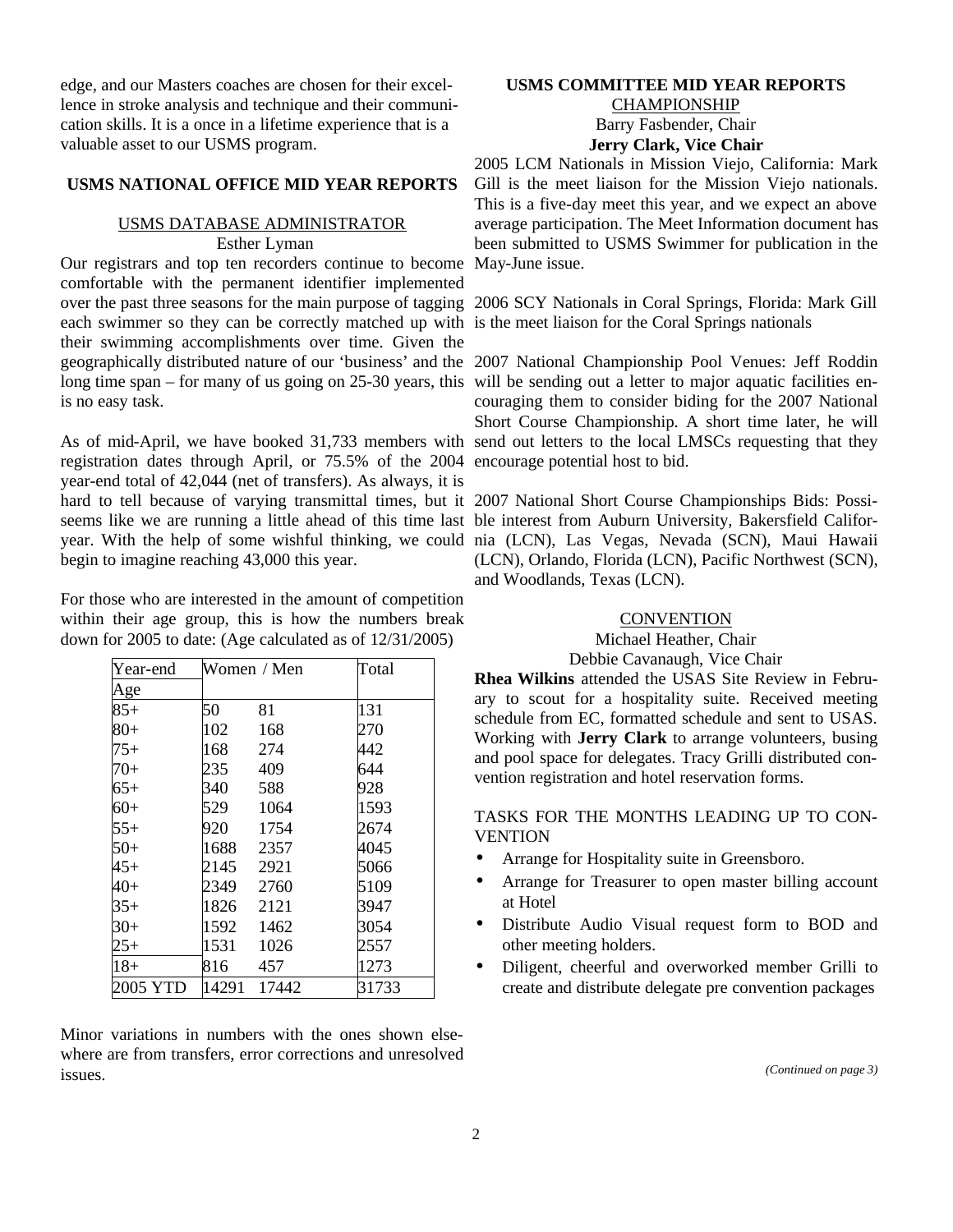edge, and our Masters coaches are chosen for their excellence in stroke analysis and technique and their communication skills. It is a once in a lifetime experience that is a valuable asset to our USMS program.

## USMS NATIONAL OFFICE MID YEAR REPORTS

### USMS DATABASE ADMINISTRATOR

Esther Lyman

Our registrars and top ten recorders continue to become comfortable with the permanent identifier implemented over the past three seasons for the main purpose of tagging each swimmer so they can be correctly matched up with their swimming accomplishments over time. Given the geographically distributed nature of our 'business' and the long time span – for many of us going on 25-30 years, this is no easy task.

As of mid-April, we have booked 31,733 members with registration dates through April, or 75.5% of the 2004 year-end total of 42,044 (net of transfers). As always, it is hard to tell because of varying transmittal times, but it seems like we are running a little ahead of this time last year. With the help of some wishful thinking, we could begin to imagine reaching 43,000 this year.

For those who are interested in the amount of competition within their age group, this is how the numbers break down for 2005 to date: (Age calculated as of 12/31/2005)

| Year-end Age | Women | Men | Total |
|---|---|---|---|
| 85+ | 50 | 81 | 131 |
| 80+ | 102 | 168 | 270 |
| 75+ | 168 | 274 | 442 |
| 70+ | 235 | 409 | 644 |
| 65+ | 340 | 588 | 928 |
| 60+ | 529 | 1064 | 1593 |
| 55+ | 920 | 1754 | 2674 |
| 50+ | 1688 | 2357 | 4045 |
| 45+ | 2145 | 2921 | 5066 |
| 40+ | 2349 | 2760 | 5109 |
| 35+ | 1826 | 2121 | 3947 |
| 30+ | 1592 | 1462 | 3054 |
| 25+ | 1531 | 1026 | 2557 |
| 18+ | 816 | 457 | 1273 |
| 2005 YTD | 14291 | 17442 | 31733 |

Minor variations in numbers with the ones shown elsewhere are from transfers, error corrections and unresolved issues.

## USMS COMMITTEE MID YEAR REPORTS

### CHAMPIONSHIP

Barry Fasbender, Chair
**Jerry Clark, Vice Chair**

2005 LCM Nationals in Mission Viejo, California: Mark Gill is the meet liaison for the Mission Viejo nationals. This is a five-day meet this year, and we expect an above average participation. The Meet Information document has been submitted to USMS Swimmer for publication in the May-June issue.

2006 SCY Nationals in Coral Springs, Florida: Mark Gill is the meet liaison for the Coral Springs nationals

2007 National Championship Pool Venues: Jeff Roddin will be sending out a letter to major aquatic facilities encouraging them to consider biding for the 2007 National Short Course Championship. A short time later, he will send out letters to the local LMSCs requesting that they encourage potential host to bid.

2007 National Short Course Championships Bids: Possible interest from Auburn University, Bakersfield California (LCN), Las Vegas, Nevada (SCN), Maui Hawaii (LCN), Orlando, Florida (LCN), Pacific Northwest (SCN), and Woodlands, Texas (LCN).

### CONVENTION

Michael Heather, Chair
Debbie Cavanaugh, Vice Chair

**Rhea Wilkins** attended the USAS Site Review in February to scout for a hospitality suite. Received meeting schedule from EC, formatted schedule and sent to USAS. Working with **Jerry Clark** to arrange volunteers, busing and pool space for delegates. Tracy Grilli distributed convention registration and hotel reservation forms.

TASKS FOR THE MONTHS LEADING UP TO CONVENTION

- Arrange for Hospitality suite in Greensboro.
- Arrange for Treasurer to open master billing account at Hotel
- Distribute Audio Visual request form to BOD and other meeting holders.
- Diligent, cheerful and overworked member Grilli to create and distribute delegate pre convention packages

*(Continued on page 3)*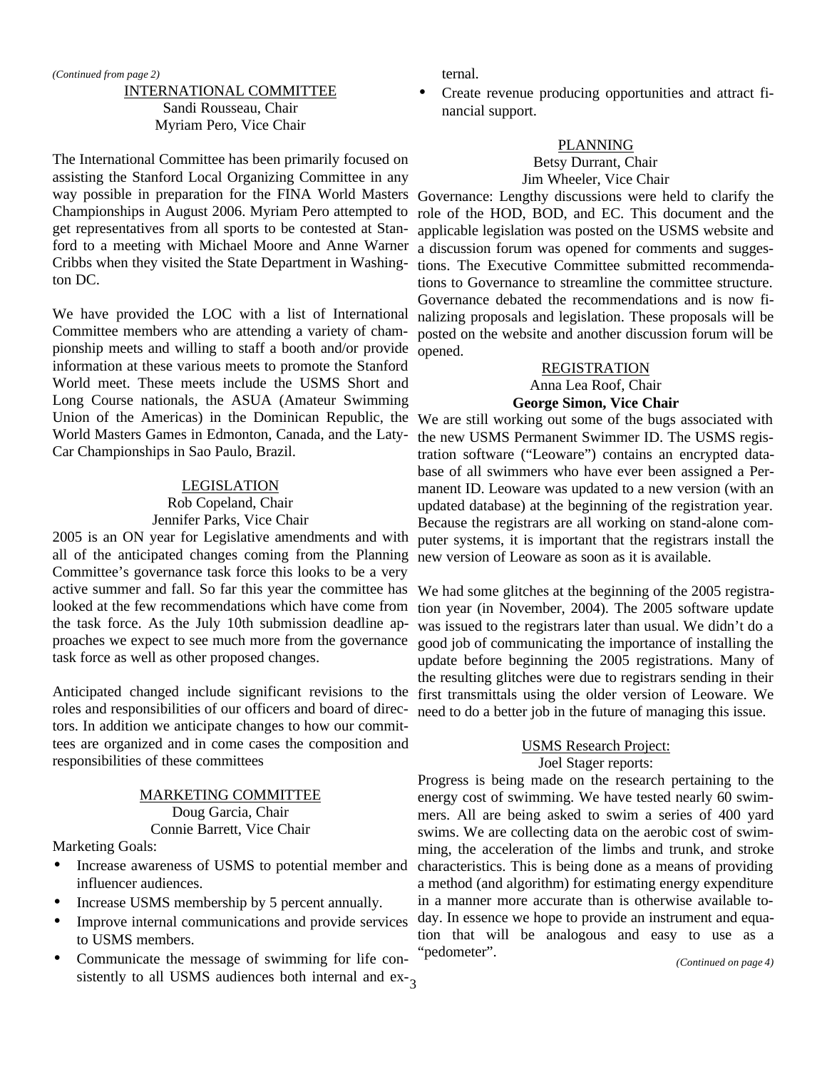*(Continued from page 2)*

## INTERNATIONAL COMMITTEE

Sandi Rousseau, Chair
Myriam Pero, Vice Chair

The International Committee has been primarily focused on assisting the Stanford Local Organizing Committee in any way possible in preparation for the FINA World Masters Championships in August 2006. Myriam Pero attempted to get representatives from all sports to be contested at Stanford to a meeting with Michael Moore and Anne Warner Cribbs when they visited the State Department in Washington DC.

We have provided the LOC with a list of International Committee members who are attending a variety of championship meets and willing to staff a booth and/or provide information at these various meets to promote the Stanford World meet. These meets include the USMS Short and Long Course nationals, the ASUA (Amateur Swimming Union of the Americas) in the Dominican Republic, the World Masters Games in Edmonton, Canada, and the Laty-Car Championships in Sao Paulo, Brazil.

## LEGISLATION

Rob Copeland, Chair
Jennifer Parks, Vice Chair

2005 is an ON year for Legislative amendments and with all of the anticipated changes coming from the Planning Committee's governance task force this looks to be a very active summer and fall. So far this year the committee has looked at the few recommendations which have come from the task force. As the July 10th submission deadline approaches we expect to see much more from the governance task force as well as other proposed changes.

Anticipated changed include significant revisions to the roles and responsibilities of our officers and board of directors. In addition we anticipate changes to how our committees are organized and in come cases the composition and responsibilities of these committees

## MARKETING COMMITTEE

Doug Garcia, Chair
Connie Barrett, Vice Chair

Marketing Goals:

- Increase awareness of USMS to potential member and influencer audiences.
- Increase USMS membership by 5 percent annually.
- Improve internal communications and provide services to USMS members.
- Communicate the message of swimming for life consistently to all USMS audiences both internal and external.
- Create revenue producing opportunities and attract financial support.

## PLANNING

Betsy Durrant, Chair
Jim Wheeler, Vice Chair

Governance: Lengthy discussions were held to clarify the role of the HOD, BOD, and EC. This document and the applicable legislation was posted on the USMS website and a discussion forum was opened for comments and suggestions. The Executive Committee submitted recommendations to Governance to streamline the committee structure. Governance debated the recommendations and is now finalizing proposals and legislation. These proposals will be posted on the website and another discussion forum will be opened.

## REGISTRATION

Anna Lea Roof, Chair
**George Simon, Vice Chair**

We are still working out some of the bugs associated with the new USMS Permanent Swimmer ID. The USMS registration software ("Leoware") contains an encrypted database of all swimmers who have ever been assigned a Permanent ID. Leoware was updated to a new version (with an updated database) at the beginning of the registration year. Because the registrars are all working on stand-alone computer systems, it is important that the registrars install the new version of Leoware as soon as it is available.

We had some glitches at the beginning of the 2005 registration year (in November, 2004). The 2005 software update was issued to the registrars later than usual. We didn't do a good job of communicating the importance of installing the update before beginning the 2005 registrations. Many of the resulting glitches were due to registrars sending in their first transmittals using the older version of Leoware. We need to do a better job in the future of managing this issue.

## USMS Research Project:

Joel Stager reports:

Progress is being made on the research pertaining to the energy cost of swimming. We have tested nearly 60 swimmers. All are being asked to swim a series of 400 yard swims. We are collecting data on the aerobic cost of swimming, the acceleration of the limbs and trunk, and stroke characteristics. This is being done as a means of providing a method (and algorithm) for estimating energy expenditure in a manner more accurate than is otherwise available today. In essence we hope to provide an instrument and equation that will be analogous and easy to use as a "pedometer".

*(Continued on page 4)*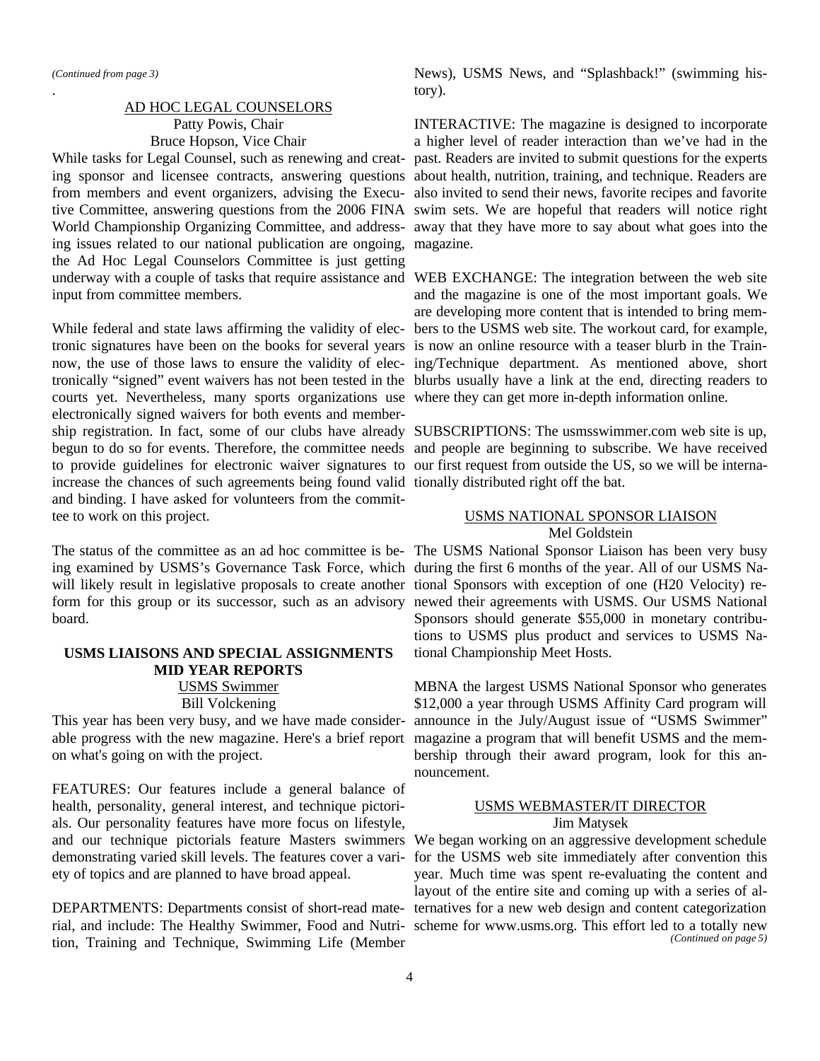*(Continued from page 3)*

.

## AD HOC LEGAL COUNSELORS

Patty Powis, Chair
Bruce Hopson, Vice Chair

While tasks for Legal Counsel, such as renewing and creating sponsor and licensee contracts, answering questions from members and event organizers, advising the Executive Committee, answering questions from the 2006 FINA World Championship Organizing Committee, and addressing issues related to our national publication are ongoing, the Ad Hoc Legal Counselors Committee is just getting underway with a couple of tasks that require assistance and input from committee members.

While federal and state laws affirming the validity of electronic signatures have been on the books for several years now, the use of those laws to ensure the validity of electronically "signed" event waivers has not been tested in the courts yet. Nevertheless, many sports organizations use electronically signed waivers for both events and membership registration. In fact, some of our clubs have already begun to do so for events. Therefore, the committee needs to provide guidelines for electronic waiver signatures to increase the chances of such agreements being found valid and binding. I have asked for volunteers from the committee to work on this project.

The status of the committee as an ad hoc committee is being examined by USMS's Governance Task Force, which will likely result in legislative proposals to create another form for this group or its successor, such as an advisory board.

## USMS LIAISONS AND SPECIAL ASSIGNMENTS MID YEAR REPORTS

### USMS Swimmer

Bill Volckening

This year has been very busy, and we have made considerable progress with the new magazine. Here's a brief report on what's going on with the project.

FEATURES: Our features include a general balance of health, personality, general interest, and technique pictorials. Our personality features have more focus on lifestyle, and our technique pictorials feature Masters swimmers demonstrating varied skill levels. The features cover a variety of topics and are planned to have broad appeal.

DEPARTMENTS: Departments consist of short-read material, and include: The Healthy Swimmer, Food and Nutrition, Training and Technique, Swimming Life (Member News), USMS News, and "Splashback!" (swimming history).

INTERACTIVE: The magazine is designed to incorporate a higher level of reader interaction than we've had in the past. Readers are invited to submit questions for the experts about health, nutrition, training, and technique. Readers are also invited to send their news, favorite recipes and favorite swim sets. We are hopeful that readers will notice right away that they have more to say about what goes into the magazine.

WEB EXCHANGE: The integration between the web site and the magazine is one of the most important goals. We are developing more content that is intended to bring members to the USMS web site. The workout card, for example, is now an online resource with a teaser blurb in the Training/Technique department. As mentioned above, short blurbs usually have a link at the end, directing readers to where they can get more in-depth information online.

SUBSCRIPTIONS: The usmsswimmer.com web site is up, and people are beginning to subscribe. We have received our first request from outside the US, so we will be internationally distributed right off the bat.

### USMS NATIONAL SPONSOR LIAISON

Mel Goldstein

The USMS National Sponsor Liaison has been very busy during the first 6 months of the year. All of our USMS National Sponsors with exception of one (H20 Velocity) renewed their agreements with USMS. Our USMS National Sponsors should generate $55,000 in monetary contributions to USMS plus product and services to USMS National Championship Meet Hosts.

MBNA the largest USMS National Sponsor who generates $12,000 a year through USMS Affinity Card program will announce in the July/August issue of "USMS Swimmer" magazine a program that will benefit USMS and the membership through their award program, look for this announcement.

### USMS WEBMASTER/IT DIRECTOR

Jim Matysek

We began working on an aggressive development schedule for the USMS web site immediately after convention this year. Much time was spent re-evaluating the content and layout of the entire site and coming up with a series of alternatives for a new web design and content categorization scheme for www.usms.org. This effort led to a totally new

*(Continued on page 5)*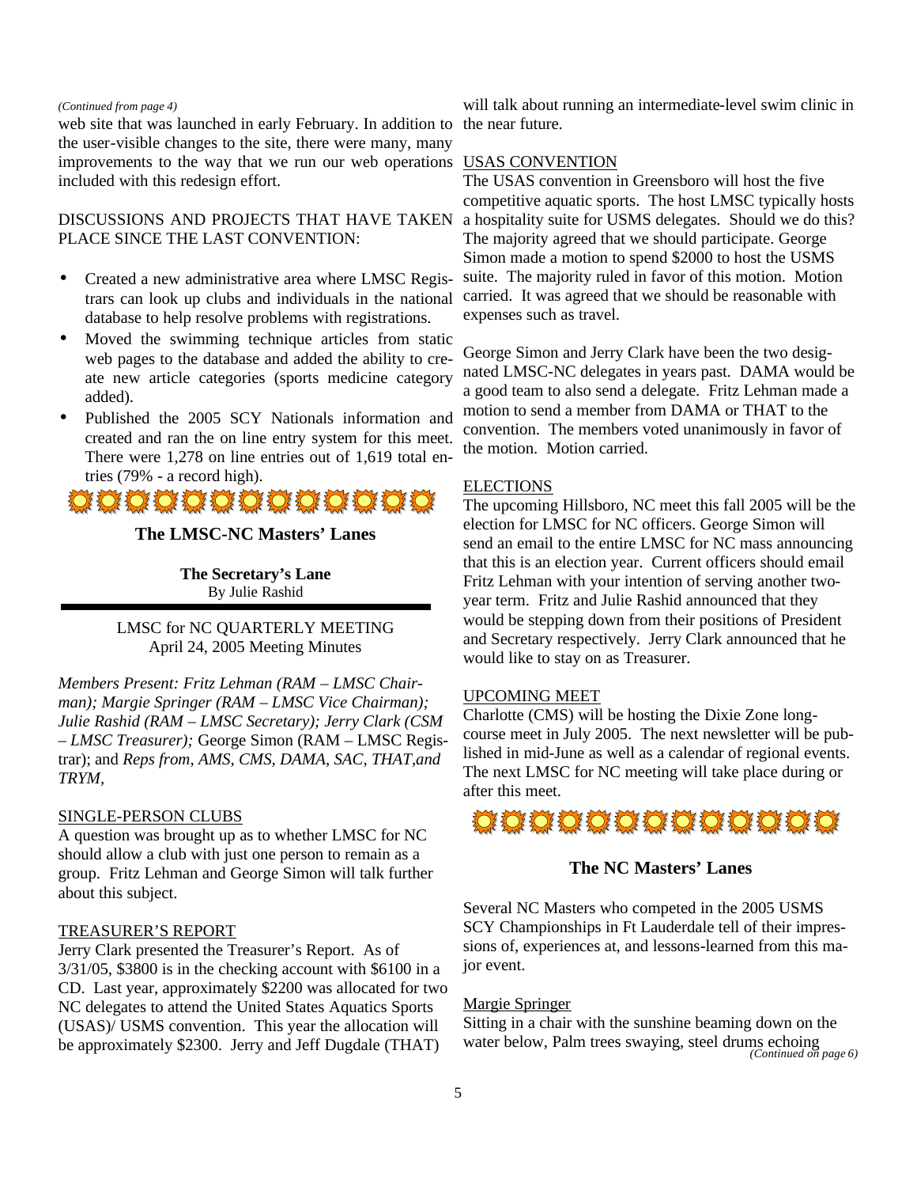*(Continued from page 4)*

web site that was launched in early February. In addition to the user-visible changes to the site, there were many, many improvements to the way that we run our web operations included with this redesign effort.

DISCUSSIONS AND PROJECTS THAT HAVE TAKEN PLACE SINCE THE LAST CONVENTION:

- Created a new administrative area where LMSC Registrars can look up clubs and individuals in the national database to help resolve problems with registrations.
- Moved the swimming technique articles from static web pages to the database and added the ability to create new article categories (sports medicine category added).
- Published the 2005 SCY Nationals information and created and ran the on line entry system for this meet. There were 1,278 on line entries out of 1,619 total entries (79% - a record high).

## The LMSC-NC Masters' Lanes

### The Secretary's Lane

By Julie Rashid

LMSC for NC QUARTERLY MEETING
April 24, 2005 Meeting Minutes

*Members Present: Fritz Lehman (RAM – LMSC Chairman); Margie Springer (RAM – LMSC Vice Chairman); Julie Rashid (RAM – LMSC Secretary); Jerry Clark (CSM – LMSC Treasurer);* George Simon (RAM – LMSC Registrar); and *Reps from, AMS, CMS, DAMA, SAC, THAT,and TRYM,*

SINGLE-PERSON CLUBS

A question was brought up as to whether LMSC for NC should allow a club with just one person to remain as a group. Fritz Lehman and George Simon will talk further about this subject.

TREASURER'S REPORT

Jerry Clark presented the Treasurer's Report. As of 3/31/05, $3800 is in the checking account with $6100 in a CD. Last year, approximately $2200 was allocated for two NC delegates to attend the United States Aquatics Sports (USAS)/ USMS convention. This year the allocation will be approximately $2300. Jerry and Jeff Dugdale (THAT) will talk about running an intermediate-level swim clinic in the near future.

USAS CONVENTION

The USAS convention in Greensboro will host the five competitive aquatic sports. The host LMSC typically hosts a hospitality suite for USMS delegates. Should we do this? The majority agreed that we should participate. George Simon made a motion to spend $2000 to host the USMS suite. The majority ruled in favor of this motion. Motion carried. It was agreed that we should be reasonable with expenses such as travel.

George Simon and Jerry Clark have been the two designated LMSC-NC delegates in years past. DAMA would be a good team to also send a delegate. Fritz Lehman made a motion to send a member from DAMA or THAT to the convention. The members voted unanimously in favor of the motion. Motion carried.

ELECTIONS

The upcoming Hillsboro, NC meet this fall 2005 will be the election for LMSC for NC officers. George Simon will send an email to the entire LMSC for NC mass announcing that this is an election year. Current officers should email Fritz Lehman with your intention of serving another two-year term. Fritz and Julie Rashid announced that they would be stepping down from their positions of President and Secretary respectively. Jerry Clark announced that he would like to stay on as Treasurer.

UPCOMING MEET

Charlotte (CMS) will be hosting the Dixie Zone long-course meet in July 2005. The next newsletter will be published in mid-June as well as a calendar of regional events. The next LMSC for NC meeting will take place during or after this meet.

## The NC Masters' Lanes

Several NC Masters who competed in the 2005 USMS SCY Championships in Ft Lauderdale tell of their impressions of, experiences at, and lessons-learned from this major event.

Margie Springer

Sitting in a chair with the sunshine beaming down on the water below, Palm trees swaying, steel drums echoing

*(Continued on page 6)*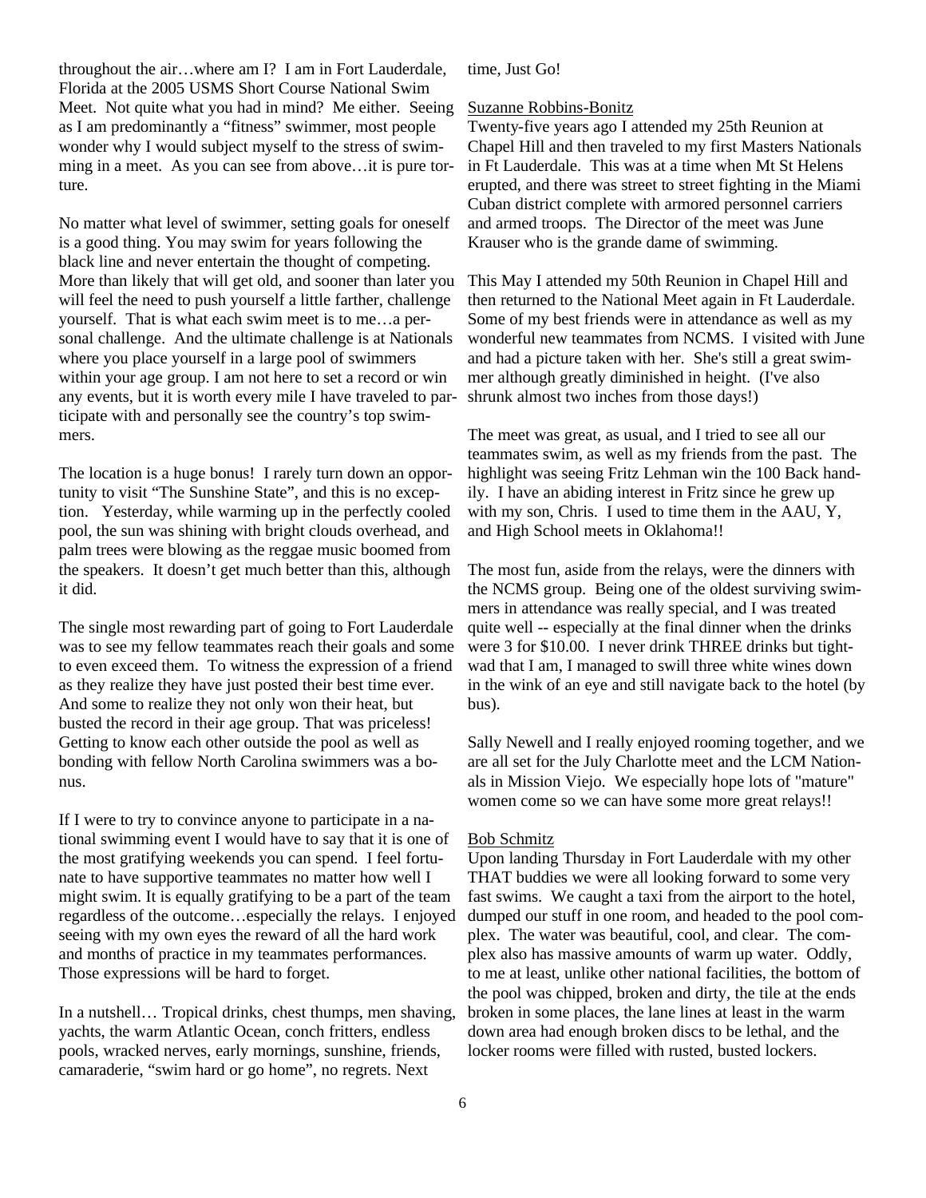throughout the air…where am I? I am in Fort Lauderdale, Florida at the 2005 USMS Short Course National Swim Meet. Not quite what you had in mind? Me either. Seeing as I am predominantly a "fitness" swimmer, most people wonder why I would subject myself to the stress of swimming in a meet. As you can see from above…it is pure torture.

No matter what level of swimmer, setting goals for oneself is a good thing. You may swim for years following the black line and never entertain the thought of competing. More than likely that will get old, and sooner than later you will feel the need to push yourself a little farther, challenge yourself. That is what each swim meet is to me…a personal challenge. And the ultimate challenge is at Nationals where you place yourself in a large pool of swimmers within your age group. I am not here to set a record or win any events, but it is worth every mile I have traveled to participate with and personally see the country's top swimmers.

The location is a huge bonus! I rarely turn down an opportunity to visit "The Sunshine State", and this is no exception. Yesterday, while warming up in the perfectly cooled pool, the sun was shining with bright clouds overhead, and palm trees were blowing as the reggae music boomed from the speakers. It doesn't get much better than this, although it did.

The single most rewarding part of going to Fort Lauderdale was to see my fellow teammates reach their goals and some to even exceed them. To witness the expression of a friend as they realize they have just posted their best time ever. And some to realize they not only won their heat, but busted the record in their age group. That was priceless! Getting to know each other outside the pool as well as bonding with fellow North Carolina swimmers was a bonus.

If I were to try to convince anyone to participate in a national swimming event I would have to say that it is one of the most gratifying weekends you can spend. I feel fortunate to have supportive teammates no matter how well I might swim. It is equally gratifying to be a part of the team regardless of the outcome…especially the relays. I enjoyed seeing with my own eyes the reward of all the hard work and months of practice in my teammates performances. Those expressions will be hard to forget.

In a nutshell… Tropical drinks, chest thumps, men shaving, yachts, the warm Atlantic Ocean, conch fritters, endless pools, wracked nerves, early mornings, sunshine, friends, camaraderie, "swim hard or go home", no regrets. Next time, Just Go!

Suzanne Robbins-Bonitz

Twenty-five years ago I attended my 25th Reunion at Chapel Hill and then traveled to my first Masters Nationals in Ft Lauderdale. This was at a time when Mt St Helens erupted, and there was street to street fighting in the Miami Cuban district complete with armored personnel carriers and armed troops. The Director of the meet was June Krauser who is the grande dame of swimming.

This May I attended my 50th Reunion in Chapel Hill and then returned to the National Meet again in Ft Lauderdale. Some of my best friends were in attendance as well as my wonderful new teammates from NCMS. I visited with June and had a picture taken with her. She's still a great swimmer although greatly diminished in height. (I've also shrunk almost two inches from those days!)

The meet was great, as usual, and I tried to see all our teammates swim, as well as my friends from the past. The highlight was seeing Fritz Lehman win the 100 Back handily. I have an abiding interest in Fritz since he grew up with my son, Chris. I used to time them in the AAU, Y, and High School meets in Oklahoma!!

The most fun, aside from the relays, were the dinners with the NCMS group. Being one of the oldest surviving swimmers in attendance was really special, and I was treated quite well -- especially at the final dinner when the drinks were 3 for $10.00. I never drink THREE drinks but tightwad that I am, I managed to swill three white wines down in the wink of an eye and still navigate back to the hotel (by bus).

Sally Newell and I really enjoyed rooming together, and we are all set for the July Charlotte meet and the LCM Nationals in Mission Viejo. We especially hope lots of "mature" women come so we can have some more great relays!!

Bob Schmitz

Upon landing Thursday in Fort Lauderdale with my other THAT buddies we were all looking forward to some very fast swims. We caught a taxi from the airport to the hotel, dumped our stuff in one room, and headed to the pool complex. The water was beautiful, cool, and clear. The complex also has massive amounts of warm up water. Oddly, to me at least, unlike other national facilities, the bottom of the pool was chipped, broken and dirty, the tile at the ends broken in some places, the lane lines at least in the warm down area had enough broken discs to be lethal, and the locker rooms were filled with rusted, busted lockers.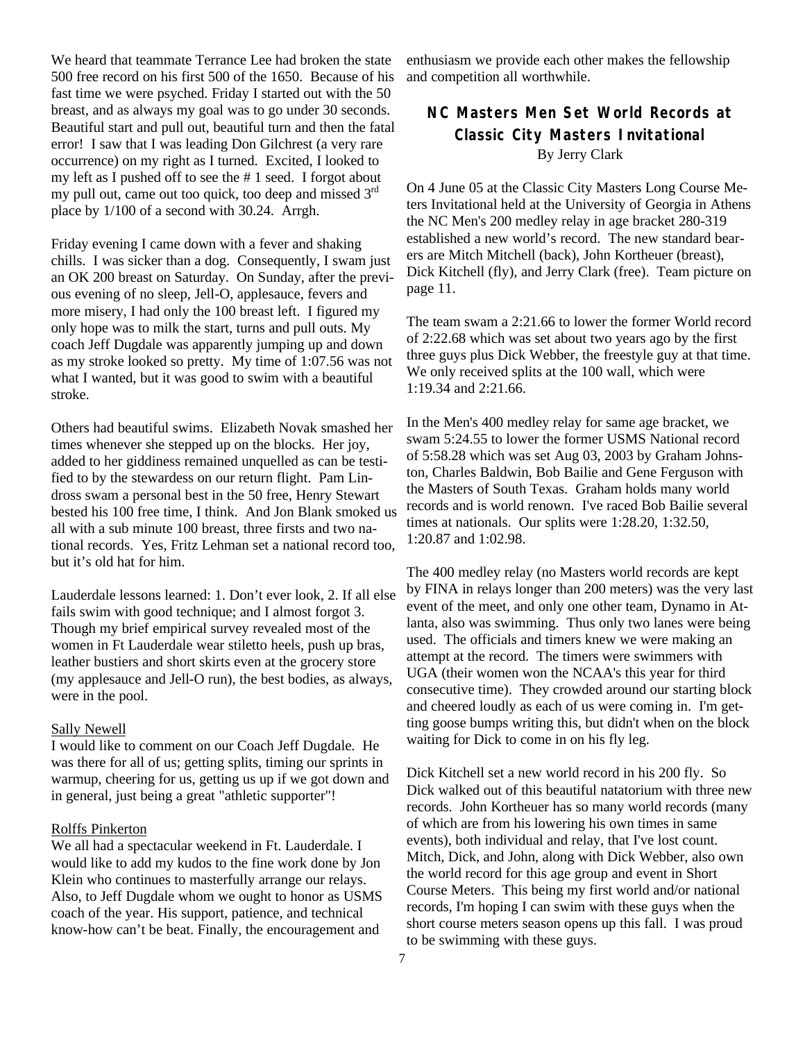We heard that teammate Terrance Lee had broken the state 500 free record on his first 500 of the 1650. Because of his fast time we were psyched. Friday I started out with the 50 breast, and as always my goal was to go under 30 seconds. Beautiful start and pull out, beautiful turn and then the fatal error! I saw that I was leading Don Gilchrest (a very rare occurrence) on my right as I turned. Excited, I looked to my left as I pushed off to see the # 1 seed. I forgot about my pull out, came out too quick, too deep and missed 3rd place by 1/100 of a second with 30.24. Arrgh.

Friday evening I came down with a fever and shaking chills. I was sicker than a dog. Consequently, I swam just an OK 200 breast on Saturday. On Sunday, after the previous evening of no sleep, Jell-O, applesauce, fevers and more misery, I had only the 100 breast left. I figured my only hope was to milk the start, turns and pull outs. My coach Jeff Dugdale was apparently jumping up and down as my stroke looked so pretty. My time of 1:07.56 was not what I wanted, but it was good to swim with a beautiful stroke.

Others had beautiful swims. Elizabeth Novak smashed her times whenever she stepped up on the blocks. Her joy, added to her giddiness remained unquelled as can be testified to by the stewardess on our return flight. Pam Lindross swam a personal best in the 50 free, Henry Stewart bested his 100 free time, I think. And Jon Blank smoked us all with a sub minute 100 breast, three firsts and two national records. Yes, Fritz Lehman set a national record too, but it's old hat for him.

Lauderdale lessons learned: 1. Don't ever look, 2. If all else fails swim with good technique; and I almost forgot 3. Though my brief empirical survey revealed most of the women in Ft Lauderdale wear stiletto heels, push up bras, leather bustiers and short skirts even at the grocery store (my applesauce and Jell-O run), the best bodies, as always, were in the pool.

Sally Newell

I would like to comment on our Coach Jeff Dugdale. He was there for all of us; getting splits, timing our sprints in warmup, cheering for us, getting us up if we got down and in general, just being a great "athletic supporter"!

Rolffs Pinkerton

We all had a spectacular weekend in Ft. Lauderdale. I would like to add my kudos to the fine work done by Jon Klein who continues to masterfully arrange our relays. Also, to Jeff Dugdale whom we ought to honor as USMS coach of the year. His support, patience, and technical know-how can't be beat. Finally, the encouragement and enthusiasm we provide each other makes the fellowship and competition all worthwhile.

## NC Masters Men Set World Records at Classic City Masters Invitational

By Jerry Clark

On 4 June 05 at the Classic City Masters Long Course Meters Invitational held at the University of Georgia in Athens the NC Men's 200 medley relay in age bracket 280-319 established a new world's record. The new standard bearers are Mitch Mitchell (back), John Kortheuer (breast), Dick Kitchell (fly), and Jerry Clark (free). Team picture on page 11.

The team swam a 2:21.66 to lower the former World record of 2:22.68 which was set about two years ago by the first three guys plus Dick Webber, the freestyle guy at that time. We only received splits at the 100 wall, which were 1:19.34 and 2:21.66.

In the Men's 400 medley relay for same age bracket, we swam 5:24.55 to lower the former USMS National record of 5:58.28 which was set Aug 03, 2003 by Graham Johnston, Charles Baldwin, Bob Bailie and Gene Ferguson with the Masters of South Texas. Graham holds many world records and is world renown. I've raced Bob Bailie several times at nationals. Our splits were 1:28.20, 1:32.50, 1:20.87 and 1:02.98.

The 400 medley relay (no Masters world records are kept by FINA in relays longer than 200 meters) was the very last event of the meet, and only one other team, Dynamo in Atlanta, also was swimming. Thus only two lanes were being used. The officials and timers knew we were making an attempt at the record. The timers were swimmers with UGA (their women won the NCAA's this year for third consecutive time). They crowded around our starting block and cheered loudly as each of us were coming in. I'm getting goose bumps writing this, but didn't when on the block waiting for Dick to come in on his fly leg.

Dick Kitchell set a new world record in his 200 fly. So Dick walked out of this beautiful natatorium with three new records. John Kortheuer has so many world records (many of which are from his lowering his own times in same events), both individual and relay, that I've lost count. Mitch, Dick, and John, along with Dick Webber, also own the world record for this age group and event in Short Course Meters. This being my first world and/or national records, I'm hoping I can swim with these guys when the short course meters season opens up this fall. I was proud to be swimming with these guys.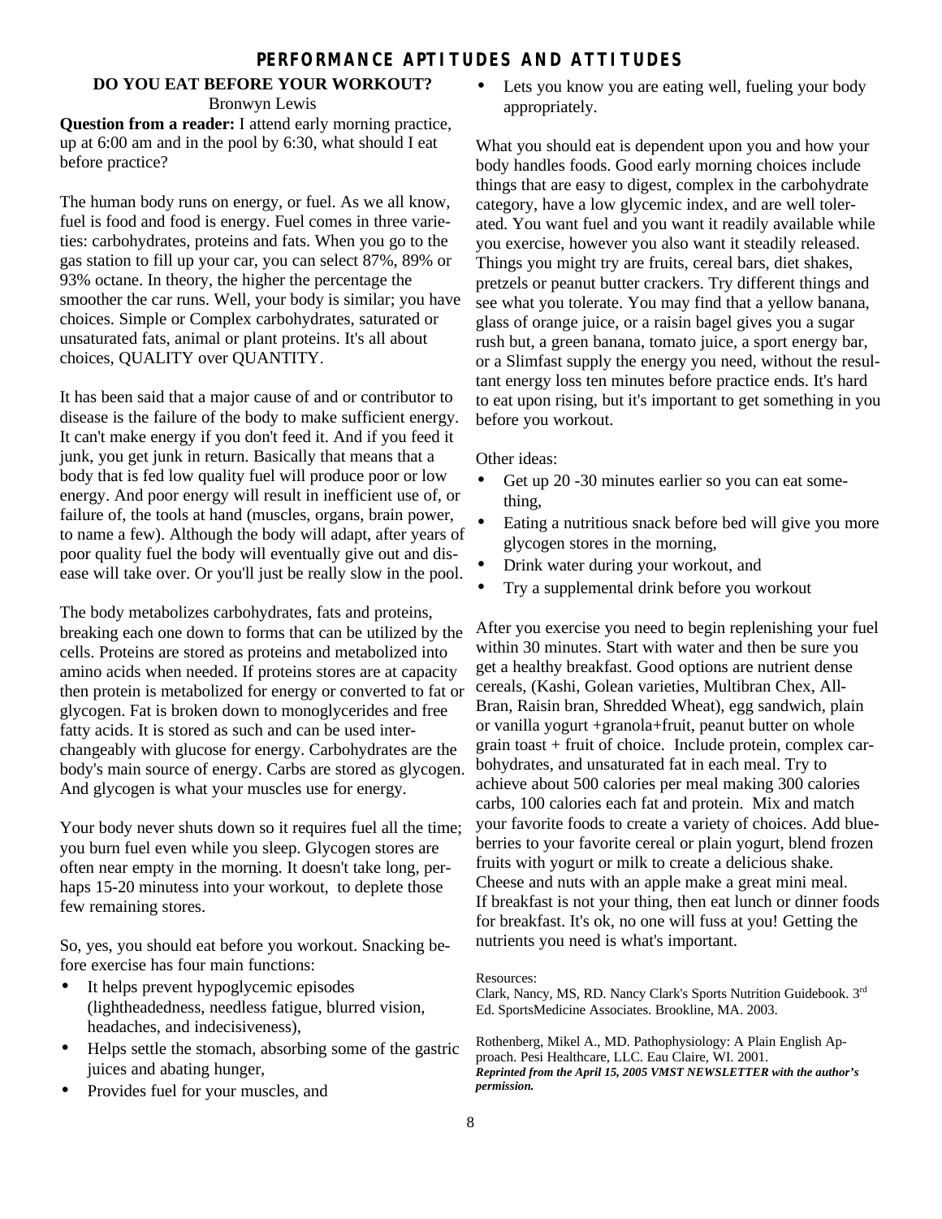# PERFORMANCE APTITUDES AND ATTITUDES

## DO YOU EAT BEFORE YOUR WORKOUT?

Bronwyn Lewis

**Question from a reader:** I attend early morning practice, up at 6:00 am and in the pool by 6:30, what should I eat before practice?

The human body runs on energy, or fuel. As we all know, fuel is food and food is energy. Fuel comes in three varieties: carbohydrates, proteins and fats. When you go to the gas station to fill up your car, you can select 87%, 89% or 93% octane. In theory, the higher the percentage the smoother the car runs. Well, your body is similar; you have choices. Simple or Complex carbohydrates, saturated or unsaturated fats, animal or plant proteins. It's all about choices, QUALITY over QUANTITY.

It has been said that a major cause of and or contributor to disease is the failure of the body to make sufficient energy. It can't make energy if you don't feed it. And if you feed it junk, you get junk in return. Basically that means that a body that is fed low quality fuel will produce poor or low energy. And poor energy will result in inefficient use of, or failure of, the tools at hand (muscles, organs, brain power, to name a few). Although the body will adapt, after years of poor quality fuel the body will eventually give out and disease will take over. Or you'll just be really slow in the pool.

The body metabolizes carbohydrates, fats and proteins, breaking each one down to forms that can be utilized by the cells. Proteins are stored as proteins and metabolized into amino acids when needed. If proteins stores are at capacity then protein is metabolized for energy or converted to fat or glycogen. Fat is broken down to monoglycerides and free fatty acids. It is stored as such and can be used interchangeably with glucose for energy. Carbohydrates are the body's main source of energy. Carbs are stored as glycogen. And glycogen is what your muscles use for energy.

Your body never shuts down so it requires fuel all the time; you burn fuel even while you sleep. Glycogen stores are often near empty in the morning. It doesn't take long, perhaps 15-20 minutess into your workout, to deplete those few remaining stores.

So, yes, you should eat before you workout. Snacking before exercise has four main functions:

- It helps prevent hypoglycemic episodes (lightheadedness, needless fatigue, blurred vision, headaches, and indecisiveness),
- Helps settle the stomach, absorbing some of the gastric juices and abating hunger,
- Provides fuel for your muscles, and
- Lets you know you are eating well, fueling your body appropriately.

What you should eat is dependent upon you and how your body handles foods. Good early morning choices include things that are easy to digest, complex in the carbohydrate category, have a low glycemic index, and are well tolerated. You want fuel and you want it readily available while you exercise, however you also want it steadily released. Things you might try are fruits, cereal bars, diet shakes, pretzels or peanut butter crackers. Try different things and see what you tolerate. You may find that a yellow banana, glass of orange juice, or a raisin bagel gives you a sugar rush but, a green banana, tomato juice, a sport energy bar, or a Slimfast supply the energy you need, without the resultant energy loss ten minutes before practice ends. It's hard to eat upon rising, but it's important to get something in you before you workout.

Other ideas:

- Get up 20 -30 minutes earlier so you can eat something,
- Eating a nutritious snack before bed will give you more glycogen stores in the morning,
- Drink water during your workout, and
- Try a supplemental drink before you workout

After you exercise you need to begin replenishing your fuel within 30 minutes. Start with water and then be sure you get a healthy breakfast. Good options are nutrient dense cereals, (Kashi, Golean varieties, Multibran Chex, All-Bran, Raisin bran, Shredded Wheat), egg sandwich, plain or vanilla yogurt +granola+fruit, peanut butter on whole grain toast + fruit of choice. Include protein, complex carbohydrates, and unsaturated fat in each meal. Try to achieve about 500 calories per meal making 300 calories carbs, 100 calories each fat and protein. Mix and match your favorite foods to create a variety of choices. Add blueberries to your favorite cereal or plain yogurt, blend frozen fruits with yogurt or milk to create a delicious shake. Cheese and nuts with an apple make a great mini meal. If breakfast is not your thing, then eat lunch or dinner foods for breakfast. It's ok, no one will fuss at you! Getting the nutrients you need is what's important.

Resources:

Clark, Nancy, MS, RD. Nancy Clark's Sports Nutrition Guidebook. 3rd Ed. SportsMedicine Associates. Brookline, MA. 2003.

Rothenberg, Mikel A., MD. Pathophysiology: A Plain English Approach. Pesi Healthcare, LLC. Eau Claire, WI. 2001.

***Reprinted from the April 15, 2005 VMST NEWSLETTER with the author's permission.***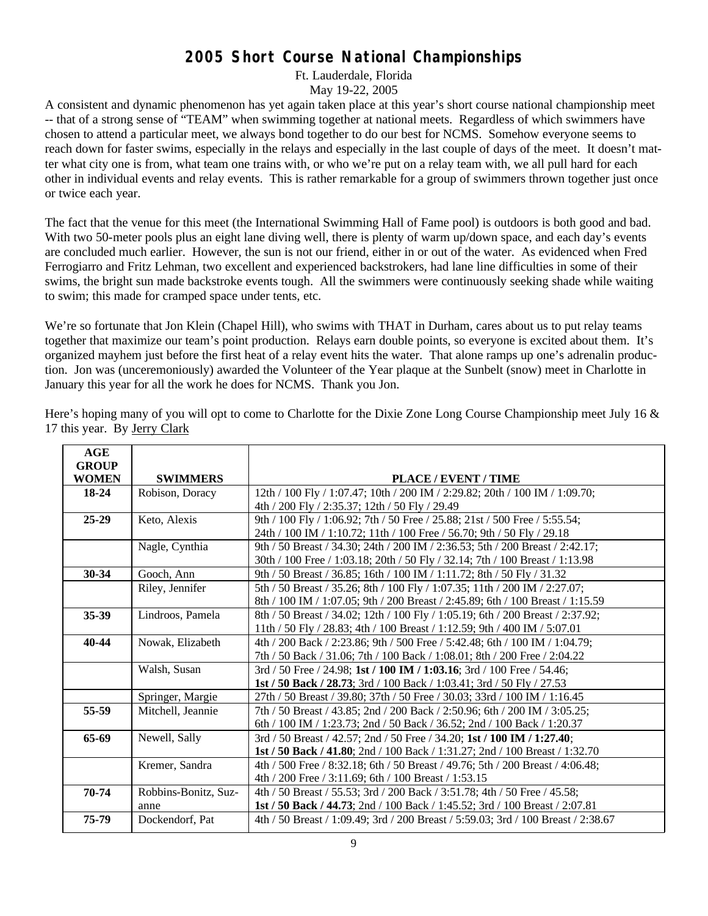# 2005 Short Course National Championships

Ft. Lauderdale, Florida
May 19-22, 2005

A consistent and dynamic phenomenon has yet again taken place at this year's short course national championship meet -- that of a strong sense of "TEAM" when swimming together at national meets. Regardless of which swimmers have chosen to attend a particular meet, we always bond together to do our best for NCMS. Somehow everyone seems to reach down for faster swims, especially in the relays and especially in the last couple of days of the meet. It doesn't matter what city one is from, what team one trains with, or who we're put on a relay team with, we all pull hard for each other in individual events and relay events. This is rather remarkable for a group of swimmers thrown together just once or twice each year.

The fact that the venue for this meet (the International Swimming Hall of Fame pool) is outdoors is both good and bad. With two 50-meter pools plus an eight lane diving well, there is plenty of warm up/down space, and each day's events are concluded much earlier. However, the sun is not our friend, either in or out of the water. As evidenced when Fred Ferrogiarro and Fritz Lehman, two excellent and experienced backstrokers, had lane line difficulties in some of their swims, the bright sun made backstroke events tough. All the swimmers were continuously seeking shade while waiting to swim; this made for cramped space under tents, etc.

We're so fortunate that Jon Klein (Chapel Hill), who swims with THAT in Durham, cares about us to put relay teams together that maximize our team's point production. Relays earn double points, so everyone is excited about them. It's organized mayhem just before the first heat of a relay event hits the water. That alone ramps up one's adrenalin production. Jon was (unceremoniously) awarded the Volunteer of the Year plaque at the Sunbelt (snow) meet in Charlotte in January this year for all the work he does for NCMS. Thank you Jon.

Here's hoping many of you will opt to come to Charlotte for the Dixie Zone Long Course Championship meet July 16 & 17 this year. By Jerry Clark

| AGE GROUP WOMEN | SWIMMERS | PLACE / EVENT / TIME |
|---|---|---|
| 18-24 | Robison, Doracy | 12th / 100 Fly / 1:07.47; 10th / 200 IM / 2:29.82; 20th / 100 IM / 1:09.70; 4th / 200 Fly / 2:35.37; 12th / 50 Fly / 29.49 |
| 25-29 | Keto, Alexis | 9th / 100 Fly / 1:06.92; 7th / 50 Free / 25.88; 21st / 500 Free / 5:55.54; 24th / 100 IM / 1:10.72; 11th / 100 Free / 56.70; 9th / 50 Fly / 29.18 |
| | Nagle, Cynthia | 9th / 50 Breast / 34.30; 24th / 200 IM / 2:36.53; 5th / 200 Breast / 2:42.17; 30th / 100 Free / 1:03.18; 20th / 50 Fly / 32.14; 7th / 100 Breast / 1:13.98 |
| 30-34 | Gooch, Ann | 9th / 50 Breast / 36.85; 16th / 100 IM / 1:11.72; 8th / 50 Fly / 31.32 |
| | Riley, Jennifer | 5th / 50 Breast / 35.26; 8th / 100 Fly / 1:07.35; 11th / 200 IM / 2:27.07; 8th / 100 IM / 1:07.05; 9th / 200 Breast / 2:45.89; 6th / 100 Breast / 1:15.59 |
| 35-39 | Lindroos, Pamela | 8th / 50 Breast / 34.02; 12th / 100 Fly / 1:05.19; 6th / 200 Breast / 2:37.92; 11th / 50 Fly / 28.83; 4th / 100 Breast / 1:12.59; 9th / 400 IM / 5:07.01 |
| 40-44 | Nowak, Elizabeth | 4th / 200 Back / 2:23.86; 9th / 500 Free / 5:42.48; 6th / 100 IM / 1:04.79; 7th / 50 Back / 31.06; 7th / 100 Back / 1:08.01; 8th / 200 Free / 2:04.22 |
| | Walsh, Susan | 3rd / 50 Free / 24.98; **1st / 100 IM / 1:03.16**; 3rd / 100 Free / 54.46; **1st / 50 Back / 28.73**; 3rd / 100 Back / 1:03.41; 3rd / 50 Fly / 27.53 |
| | Springer, Margie | 27th / 50 Breast / 39.80; 37th / 50 Free / 30.03; 33rd / 100 IM / 1:16.45 |
| 55-59 | Mitchell, Jeannie | 7th / 50 Breast / 43.85; 2nd / 200 Back / 2:50.96; 6th / 200 IM / 3:05.25; 6th / 100 IM / 1:23.73; 2nd / 50 Back / 36.52; 2nd / 100 Back / 1:20.37 |
| 65-69 | Newell, Sally | 3rd / 50 Breast / 42.57; 2nd / 50 Free / 34.20; **1st / 100 IM / 1:27.40**; **1st / 50 Back / 41.80**; 2nd / 100 Back / 1:31.27; 2nd / 100 Breast / 1:32.70 |
| | Kremer, Sandra | 4th / 500 Free / 8:32.18; 6th / 50 Breast / 49.76; 5th / 200 Breast / 4:06.48; 4th / 200 Free / 3:11.69; 6th / 100 Breast / 1:53.15 |
| 70-74 | Robbins-Bonitz, Suzanne | 4th / 50 Breast / 55.53; 3rd / 200 Back / 3:51.78; 4th / 50 Free / 45.58; **1st / 50 Back / 44.73**; 2nd / 100 Back / 1:45.52; 3rd / 100 Breast / 2:07.81 |
| 75-79 | Dockendorf, Pat | 4th / 50 Breast / 1:09.49; 3rd / 200 Breast / 5:59.03; 3rd / 100 Breast / 2:38.67 |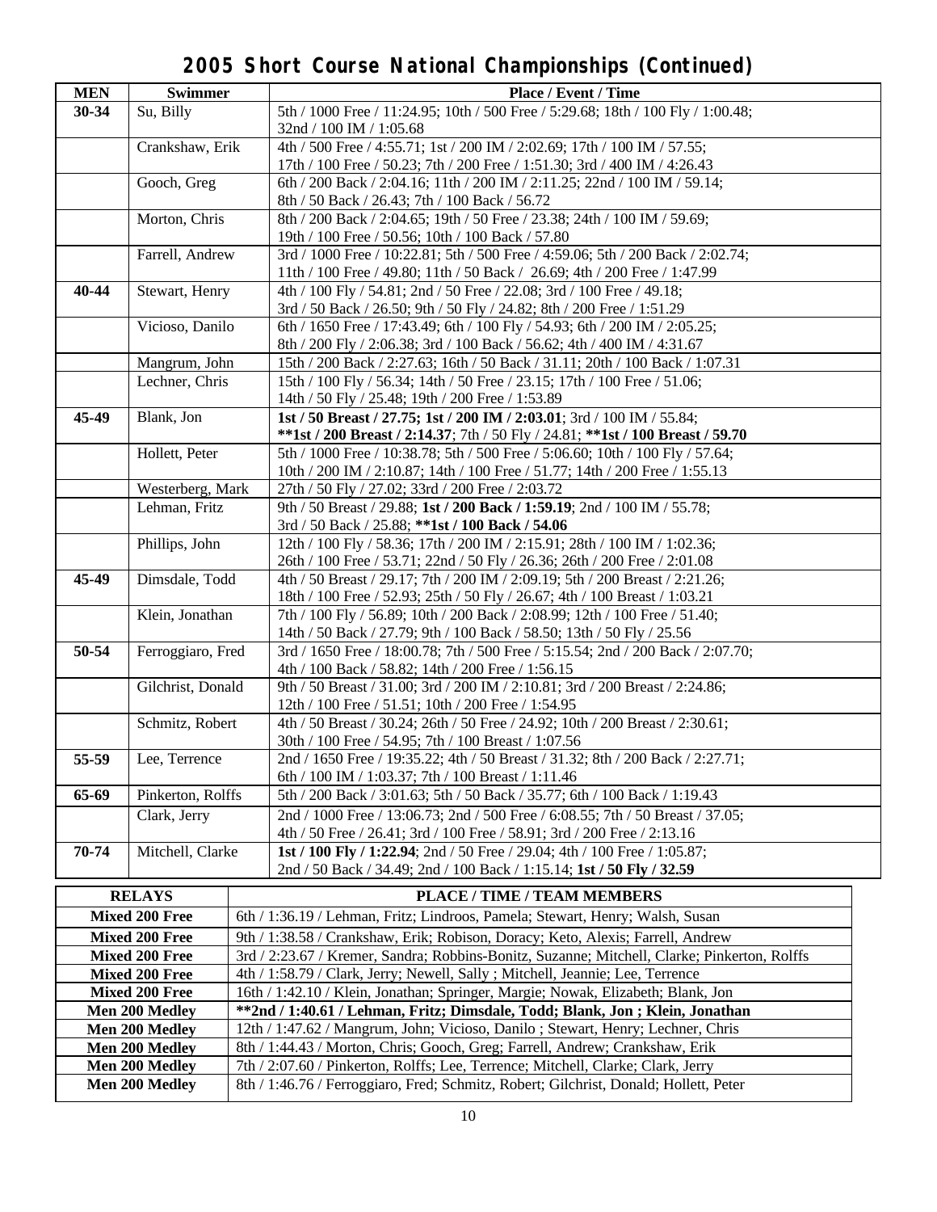# 2005 Short Course National Championships (Continued)

| MEN | Swimmer | Place / Event / Time |
|---|---|---|
| 30-34 | Su, Billy | 5th / 1000 Free / 11:24.95; 10th / 500 Free / 5:29.68; 18th / 100 Fly / 1:00.48; 32nd / 100 IM / 1:05.68 |
| | Crankshaw, Erik | 4th / 500 Free / 4:55.71; 1st / 200 IM / 2:02.69; 17th / 100 IM / 57.55; 17th / 100 Free / 50.23; 7th / 200 Free / 1:51.30; 3rd / 400 IM / 4:26.43 |
| | Gooch, Greg | 6th / 200 Back / 2:04.16; 11th / 200 IM / 2:11.25; 22nd / 100 IM / 59.14; 8th / 50 Back / 26.43; 7th / 100 Back / 56.72 |
| | Morton, Chris | 8th / 200 Back / 2:04.65; 19th / 50 Free / 23.38; 24th / 100 IM / 59.69; 19th / 100 Free / 50.56; 10th / 100 Back / 57.80 |
| | Farrell, Andrew | 3rd / 1000 Free / 10:22.81; 5th / 500 Free / 4:59.06; 5th / 200 Back / 2:02.74; 11th / 100 Free / 49.80; 11th / 50 Back / 26.69; 4th / 200 Free / 1:47.99 |
| 40-44 | Stewart, Henry | 4th / 100 Fly / 54.81; 2nd / 50 Free / 22.08; 3rd / 100 Free / 49.18; 3rd / 50 Back / 26.50; 9th / 50 Fly / 24.82; 8th / 200 Free / 1:51.29 |
| | Vicioso, Danilo | 6th / 1650 Free / 17:43.49; 6th / 100 Fly / 54.93; 6th / 200 IM / 2:05.25; 8th / 200 Fly / 2:06.38; 3rd / 100 Back / 56.62; 4th / 400 IM / 4:31.67 |
| | Mangrum, John | 15th / 200 Back / 2:27.63; 16th / 50 Back / 31.11; 20th / 100 Back / 1:07.31 |
| | Lechner, Chris | 15th / 100 Fly / 56.34; 14th / 50 Free / 23.15; 17th / 100 Free / 51.06; 14th / 50 Fly / 25.48; 19th / 200 Free / 1:53.89 |
| 45-49 | Blank, Jon | **1st / 50 Breast / 27.75; 1st / 200 IM / 2:03.01**; 3rd / 100 IM / 55.84; **\*\*1st / 200 Breast / 2:14.37**; 7th / 50 Fly / 24.81; **\*\*1st / 100 Breast / 59.70** |
| | Hollett, Peter | 5th / 1000 Free / 10:38.78; 5th / 500 Free / 5:06.60; 10th / 100 Fly / 57.64; 10th / 200 IM / 2:10.87; 14th / 100 Free / 51.77; 14th / 200 Free / 1:55.13 |
| | Westerberg, Mark | 27th / 50 Fly / 27.02; 33rd / 200 Free / 2:03.72 |
| | Lehman, Fritz | 9th / 50 Breast / 29.88; **1st / 200 Back / 1:59.19**; 2nd / 100 IM / 55.78; 3rd / 50 Back / 25.88; **\*\*1st / 100 Back / 54.06** |
| | Phillips, John | 12th / 100 Fly / 58.36; 17th / 200 IM / 2:15.91; 28th / 100 IM / 1:02.36; 26th / 100 Free / 53.71; 22nd / 50 Fly / 26.36; 26th / 200 Free / 2:01.08 |
| 45-49 | Dimsdale, Todd | 4th / 50 Breast / 29.17; 7th / 200 IM / 2:09.19; 5th / 200 Breast / 2:21.26; 18th / 100 Free / 52.93; 25th / 50 Fly / 26.67; 4th / 100 Breast / 1:03.21 |
| | Klein, Jonathan | 7th / 100 Fly / 56.89; 10th / 200 Back / 2:08.99; 12th / 100 Free / 51.40; 14th / 50 Back / 27.79; 9th / 100 Back / 58.50; 13th / 50 Fly / 25.56 |
| 50-54 | Ferroggiaro, Fred | 3rd / 1650 Free / 18:00.78; 7th / 500 Free / 5:15.54; 2nd / 200 Back / 2:07.70; 4th / 100 Back / 58.82; 14th / 200 Free / 1:56.15 |
| | Gilchrist, Donald | 9th / 50 Breast / 31.00; 3rd / 200 IM / 2:10.81; 3rd / 200 Breast / 2:24.86; 12th / 100 Free / 51.51; 10th / 200 Free / 1:54.95 |
| | Schmitz, Robert | 4th / 50 Breast / 30.24; 26th / 50 Free / 24.92; 10th / 200 Breast / 2:30.61; 30th / 100 Free / 54.95; 7th / 100 Breast / 1:07.56 |
| 55-59 | Lee, Terrence | 2nd / 1650 Free / 19:35.22; 4th / 50 Breast / 31.32; 8th / 200 Back / 2:27.71; 6th / 100 IM / 1:03.37; 7th / 100 Breast / 1:11.46 |
| 65-69 | Pinkerton, Rolffs | 5th / 200 Back / 3:01.63; 5th / 50 Back / 35.77; 6th / 100 Back / 1:19.43 |
| | Clark, Jerry | 2nd / 1000 Free / 13:06.73; 2nd / 500 Free / 6:08.55; 7th / 50 Breast / 37.05; 4th / 50 Free / 26.41; 3rd / 100 Free / 58.91; 3rd / 200 Free / 2:13.16 |
| 70-74 | Mitchell, Clarke | **1st / 100 Fly / 1:22.94**; 2nd / 50 Free / 29.04; 4th / 100 Free / 1:05.87; 2nd / 50 Back / 34.49; 2nd / 100 Back / 1:15.14; **1st / 50 Fly / 32.59** |

| RELAYS | PLACE / TIME / TEAM MEMBERS |
|---|---|
| **Mixed 200 Free** | 6th / 1:36.19 / Lehman, Fritz; Lindroos, Pamela; Stewart, Henry; Walsh, Susan |
| **Mixed 200 Free** | 9th / 1:38.58 / Crankshaw, Erik; Robison, Doracy; Keto, Alexis; Farrell, Andrew |
| **Mixed 200 Free** | 3rd / 2:23.67 / Kremer, Sandra; Robbins-Bonitz, Suzanne; Mitchell, Clarke; Pinkerton, Rolffs |
| **Mixed 200 Free** | 4th / 1:58.79 / Clark, Jerry; Newell, Sally ; Mitchell, Jeannie; Lee, Terrence |
| **Mixed 200 Free** | 16th / 1:42.10 / Klein, Jonathan; Springer, Margie; Nowak, Elizabeth; Blank, Jon |
| **Men 200 Medley** | **\*\*2nd / 1:40.61 / Lehman, Fritz; Dimsdale, Todd; Blank, Jon ; Klein, Jonathan** |
| **Men 200 Medley** | 12th / 1:47.62 / Mangrum, John; Vicioso, Danilo ; Stewart, Henry; Lechner, Chris |
| **Men 200 Medley** | 8th / 1:44.43 / Morton, Chris; Gooch, Greg; Farrell, Andrew; Crankshaw, Erik |
| **Men 200 Medley** | 7th / 2:07.60 / Pinkerton, Rolffs; Lee, Terrence; Mitchell, Clarke; Clark, Jerry |
| **Men 200 Medley** | 8th / 1:46.76 / Ferroggiaro, Fred; Schmitz, Robert; Gilchrist, Donald; Hollett, Peter |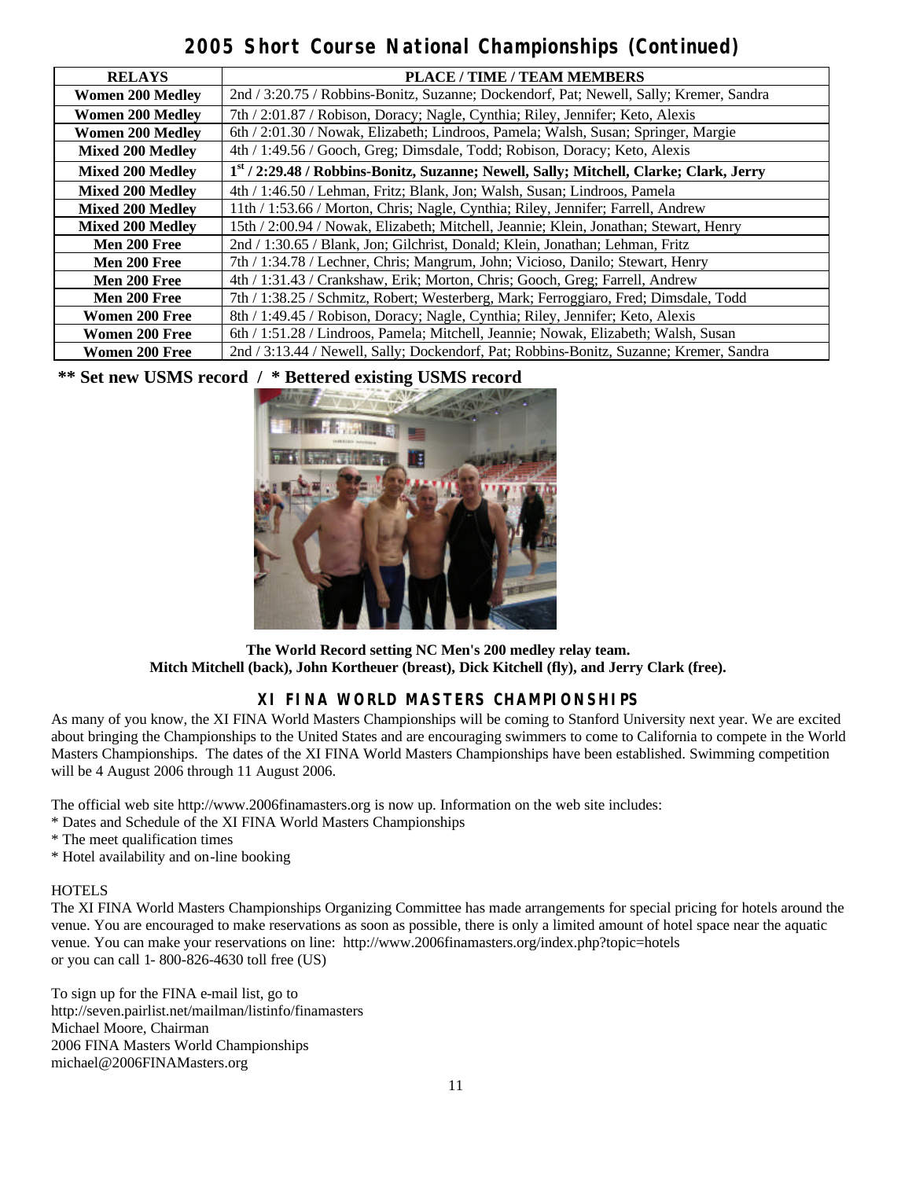# 2005 Short Course National Championships (Continued)

| RELAYS | PLACE / TIME / TEAM MEMBERS |
|---|---|
| Women 200 Medley | 2nd / 3:20.75 / Robbins-Bonitz, Suzanne; Dockendorf, Pat; Newell, Sally; Kremer, Sandra |
| Women 200 Medley | 7th / 2:01.87 / Robison, Doracy; Nagle, Cynthia; Riley, Jennifer; Keto, Alexis |
| Women 200 Medley | 6th / 2:01.30 / Nowak, Elizabeth; Lindroos, Pamela; Walsh, Susan; Springer, Margie |
| Mixed 200 Medley | 4th / 1:49.56 / Gooch, Greg; Dimsdale, Todd; Robison, Doracy; Keto, Alexis |
| Mixed 200 Medley | **1st / 2:29.48 / Robbins-Bonitz, Suzanne; Newell, Sally; Mitchell, Clarke; Clark, Jerry** |
| Mixed 200 Medley | 4th / 1:46.50 / Lehman, Fritz; Blank, Jon; Walsh, Susan; Lindroos, Pamela |
| Mixed 200 Medley | 11th / 1:53.66 / Morton, Chris; Nagle, Cynthia; Riley, Jennifer; Farrell, Andrew |
| Mixed 200 Medley | 15th / 2:00.94 / Nowak, Elizabeth; Mitchell, Jeannie; Klein, Jonathan; Stewart, Henry |
| Men 200 Free | 2nd / 1:30.65 / Blank, Jon; Gilchrist, Donald; Klein, Jonathan; Lehman, Fritz |
| Men 200 Free | 7th / 1:34.78 / Lechner, Chris; Mangrum, John; Vicioso, Danilo; Stewart, Henry |
| Men 200 Free | 4th / 1:31.43 / Crankshaw, Erik; Morton, Chris; Gooch, Greg; Farrell, Andrew |
| Men 200 Free | 7th / 1:38.25 / Schmitz, Robert; Westerberg, Mark; Ferroggiaro, Fred; Dimsdale, Todd |
| Women 200 Free | 8th / 1:49.45 / Robison, Doracy; Nagle, Cynthia; Riley, Jennifer; Keto, Alexis |
| Women 200 Free | 6th / 1:51.28 / Lindroos, Pamela; Mitchell, Jeannie; Nowak, Elizabeth; Walsh, Susan |
| Women 200 Free | 2nd / 3:13.44 / Newell, Sally; Dockendorf, Pat; Robbins-Bonitz, Suzanne; Kremer, Sandra |

**\** Set new USMS record / * Bettered existing USMS record**

**The World Record setting NC Men's 200 medley relay team.**
**Mitch Mitchell (back), John Kortheuer (breast), Dick Kitchell (fly), and Jerry Clark (free).**

## XI FINA WORLD MASTERS CHAMPIONSHIPS

As many of you know, the XI FINA World Masters Championships will be coming to Stanford University next year. We are excited about bringing the Championships to the United States and are encouraging swimmers to come to California to compete in the World Masters Championships. The dates of the XI FINA World Masters Championships have been established. Swimming competition will be 4 August 2006 through 11 August 2006.

The official web site http://www.2006finamasters.org is now up. Information on the web site includes:

* Dates and Schedule of the XI FINA World Masters Championships
* The meet qualification times
* Hotel availability and on-line booking

HOTELS

The XI FINA World Masters Championships Organizing Committee has made arrangements for special pricing for hotels around the venue. You are encouraged to make reservations as soon as possible, there is only a limited amount of hotel space near the aquatic venue. You can make your reservations on line: http://www.2006finamasters.org/index.php?topic=hotels
or you can call 1- 800-826-4630 toll free (US)

To sign up for the FINA e-mail list, go to
http://seven.pairlist.net/mailman/listinfo/finamasters
Michael Moore, Chairman
2006 FINA Masters World Championships
michael@2006FINAMasters.org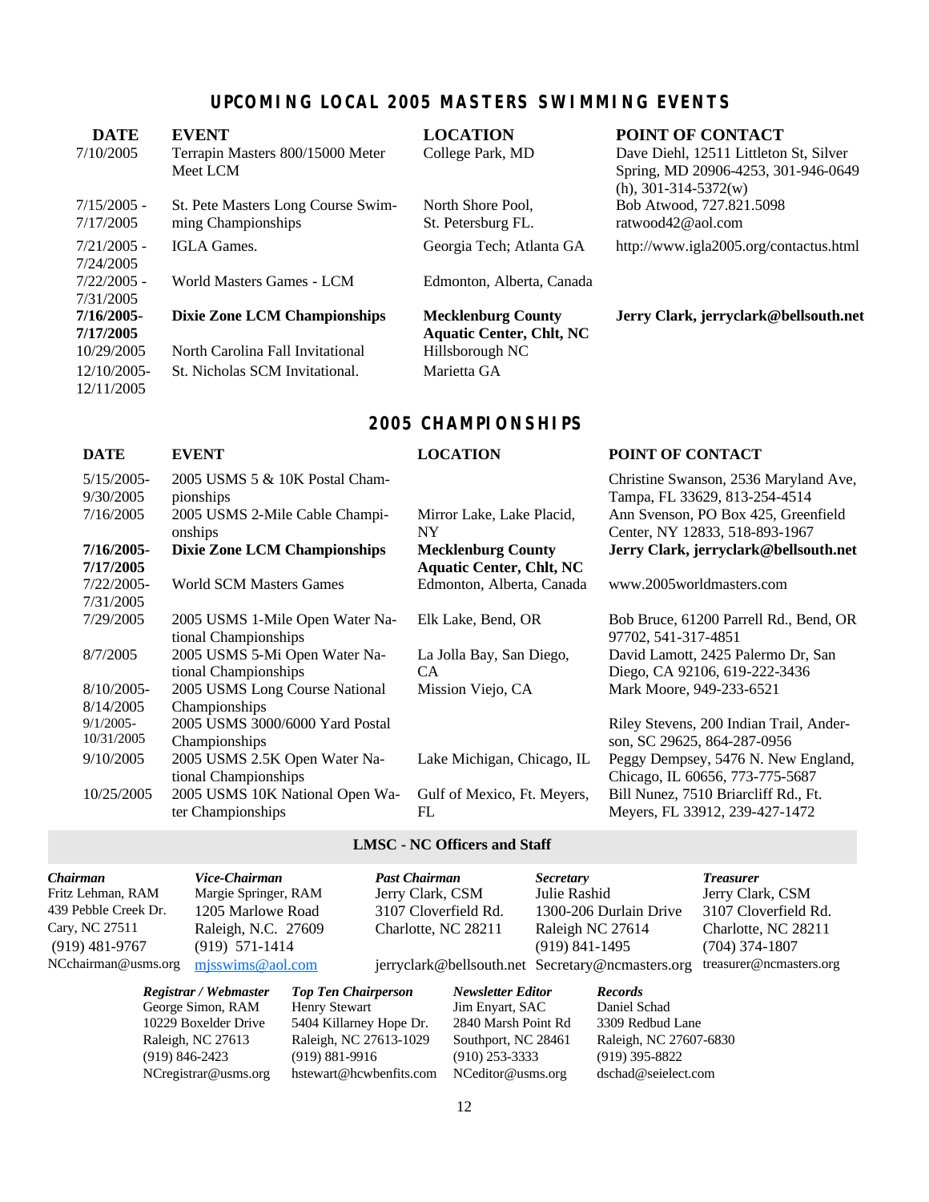## UPCOMING LOCAL 2005 MASTERS SWIMMING EVENTS

| DATE | EVENT | LOCATION | POINT OF CONTACT |
|---|---|---|---|
| 7/10/2005 | Terrapin Masters 800/15000 Meter Meet LCM | College Park, MD | Dave Diehl, 12511 Littleton St, Silver Spring, MD 20906-4253, 301-946-0649 (h), 301-314-5372(w) |
| 7/15/2005 - 7/17/2005 | St. Pete Masters Long Course Swimming Championships | North Shore Pool, St. Petersburg FL. | Bob Atwood, 727.821.5098 ratwood42@aol.com |
| 7/21/2005 - 7/24/2005 | IGLA Games. | Georgia Tech; Atlanta GA | http://www.igla2005.org/contactus.html |
| 7/22/2005 - 7/31/2005 | World Masters Games - LCM | Edmonton, Alberta, Canada | |
| **7/16/2005-7/17/2005** | **Dixie Zone LCM Championships** | **Mecklenburg County Aquatic Center, Chlt, NC** | **Jerry Clark, jerryclark@bellsouth.net** |
| 10/29/2005 | North Carolina Fall Invitational | Hillsborough NC | |
| 12/10/2005-12/11/2005 | St. Nicholas SCM Invitational. | Marietta GA | |

## 2005 CHAMPIONSHIPS

| DATE | EVENT | LOCATION | POINT OF CONTACT |
|---|---|---|---|
| 5/15/2005-9/30/2005 | 2005 USMS 5 & 10K Postal Championships | | Christine Swanson, 2536 Maryland Ave, Tampa, FL 33629, 813-254-4514 |
| 7/16/2005 | 2005 USMS 2-Mile Cable Championships | Mirror Lake, Lake Placid, NY | Ann Svenson, PO Box 425, Greenfield Center, NY 12833, 518-893-1967 |
| **7/16/2005-7/17/2005** | **Dixie Zone LCM Championships** | **Mecklenburg County Aquatic Center, Chlt, NC** | **Jerry Clark, jerryclark@bellsouth.net** |
| 7/22/2005-7/31/2005 | World SCM Masters Games | Edmonton, Alberta, Canada | www.2005worldmasters.com |
| 7/29/2005 | 2005 USMS 1-Mile Open Water National Championships | Elk Lake, Bend, OR | Bob Bruce, 61200 Parrell Rd., Bend, OR 97702, 541-317-4851 |
| 8/7/2005 | 2005 USMS 5-Mi Open Water National Championships | La Jolla Bay, San Diego, CA | David Lamott, 2425 Palermo Dr, San Diego, CA 92106, 619-222-3436 |
| 8/10/2005-8/14/2005 | 2005 USMS Long Course National Championships | Mission Viejo, CA | Mark Moore, 949-233-6521 |
| 9/1/2005-10/31/2005 | 2005 USMS 3000/6000 Yard Postal Championships | | Riley Stevens, 200 Indian Trail, Anderson, SC 29625, 864-287-0956 |
| 9/10/2005 | 2005 USMS 2.5K Open Water National Championships | Lake Michigan, Chicago, IL | Peggy Dempsey, 5476 N. New England, Chicago, IL 60656, 773-775-5687 |
| 10/25/2005 | 2005 USMS 10K National Open Water Championships | Gulf of Mexico, Ft. Meyers, FL | Bill Nunez, 7510 Briarcliff Rd., Ft. Meyers, FL 33912, 239-427-1472 |

### LMSC - NC Officers and Staff

***Chairman***
Fritz Lehman, RAM
439 Pebble Creek Dr.
Cary, NC 27511
(919) 481-9767
NCchairman@usms.org

***Vice-Chairman***
Margie Springer, RAM
1205 Marlowe Road
Raleigh, N.C. 27609
(919) 571-1414
mjsswims@aol.com

***Past Chairman***
Jerry Clark, CSM
3107 Cloverfield Rd.
Charlotte, NC 28211
jerryclark@bellsouth.net

***Secretary***
Julie Rashid
1300-206 Durlain Drive
Raleigh NC 27614
(919) 841-1495
Secretary@ncmasters.org

***Treasurer***
Jerry Clark, CSM
3107 Cloverfield Rd.
Charlotte, NC 28211
(704) 374-1807
treasurer@ncmasters.org

***Registrar / Webmaster***
George Simon, RAM
10229 Boxelder Drive
Raleigh, NC 27613
(919) 846-2423
NCregistrar@usms.org

***Top Ten Chairperson***
Henry Stewart
5404 Killarney Hope Dr.
Raleigh, NC 27613-1029
(919) 881-9916
hstewart@hcwbenfits.com

***Newsletter Editor***
Jim Enyart, SAC
2840 Marsh Point Rd
Southport, NC 28461
(910) 253-3333
NCeditor@usms.org

***Records***
Daniel Schad
3309 Redbud Lane
Raleigh, NC 27607-6830
(919) 395-8822
dschad@seielect.com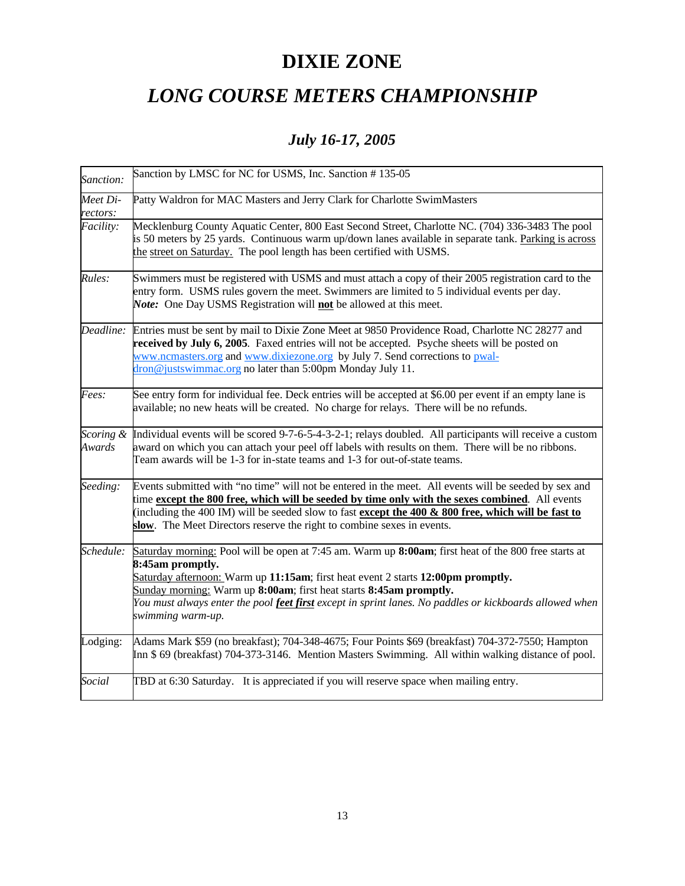# DIXIE ZONE

# *LONG COURSE METERS CHAMPIONSHIP*

## *July 16-17, 2005*

| | |
|---|---|
| *Sanction:* | Sanction by LMSC for NC for USMS, Inc. Sanction # 135-05 |
| *Meet Directors:* | Patty Waldron for MAC Masters and Jerry Clark for Charlotte SwimMasters |
| *Facility:* | Mecklenburg County Aquatic Center, 800 East Second Street, Charlotte NC. (704) 336-3483 The pool is 50 meters by 25 yards. Continuous warm up/down lanes available in separate tank. <u>Parking is across the street on Saturday.</u> The pool length has been certified with USMS. |
| *Rules:* | Swimmers must be registered with USMS and must attach a copy of their 2005 registration card to the entry form. USMS rules govern the meet. Swimmers are limited to 5 individual events per day. ***Note:*** One Day USMS Registration will **<u>not</u>** be allowed at this meet. |
| *Deadline:* | Entries must be sent by mail to Dixie Zone Meet at 9850 Providence Road, Charlotte NC 28277 and **received by July 6, 2005**. Faxed entries will not be accepted. Psyche sheets will be posted on www.ncmasters.org and www.dixiezone.org by July 7. Send corrections to pwaldron@justswimmac.org no later than 5:00pm Monday July 11. |
| *Fees:* | See entry form for individual fee. Deck entries will be accepted at $6.00 per event if an empty lane is available; no new heats will be created. No charge for relays. There will be no refunds. |
| *Scoring & Awards* | Individual events will be scored 9-7-6-5-4-3-2-1; relays doubled. All participants will receive a custom award on which you can attach your peel off labels with results on them. There will be no ribbons. Team awards will be 1-3 for in-state teams and 1-3 for out-of-state teams. |
| *Seeding:* | Events submitted with "no time" will not be entered in the meet. All events will be seeded by sex and time **<u>except the 800 free, which will be seeded by time only with the sexes combined</u>**. All events (including the 400 IM) will be seeded slow to fast **<u>except the 400 & 800 free, which will be fast to slow</u>**. The Meet Directors reserve the right to combine sexes in events. |
| *Schedule:* | <u>Saturday morning:</u> Pool will be open at 7:45 am. Warm up **8:00am**; first heat of the 800 free starts at **8:45am promptly.** <u>Saturday afternoon:</u> Warm up **11:15am**; first heat event 2 starts **12:00pm promptly.** <u>Sunday morning:</u> Warm up **8:00am**; first heat starts **8:45am promptly.** *You must always enter the pool **<u>feet first</u>** except in sprint lanes. No paddles or kickboards allowed when swimming warm-up.* |
| Lodging: | Adams Mark $59 (no breakfast); 704-348-4675; Four Points $69 (breakfast) 704-372-7550; Hampton Inn $ 69 (breakfast) 704-373-3146. Mention Masters Swimming. All within walking distance of pool. |
| *Social* | TBD at 6:30 Saturday. It is appreciated if you will reserve space when mailing entry. |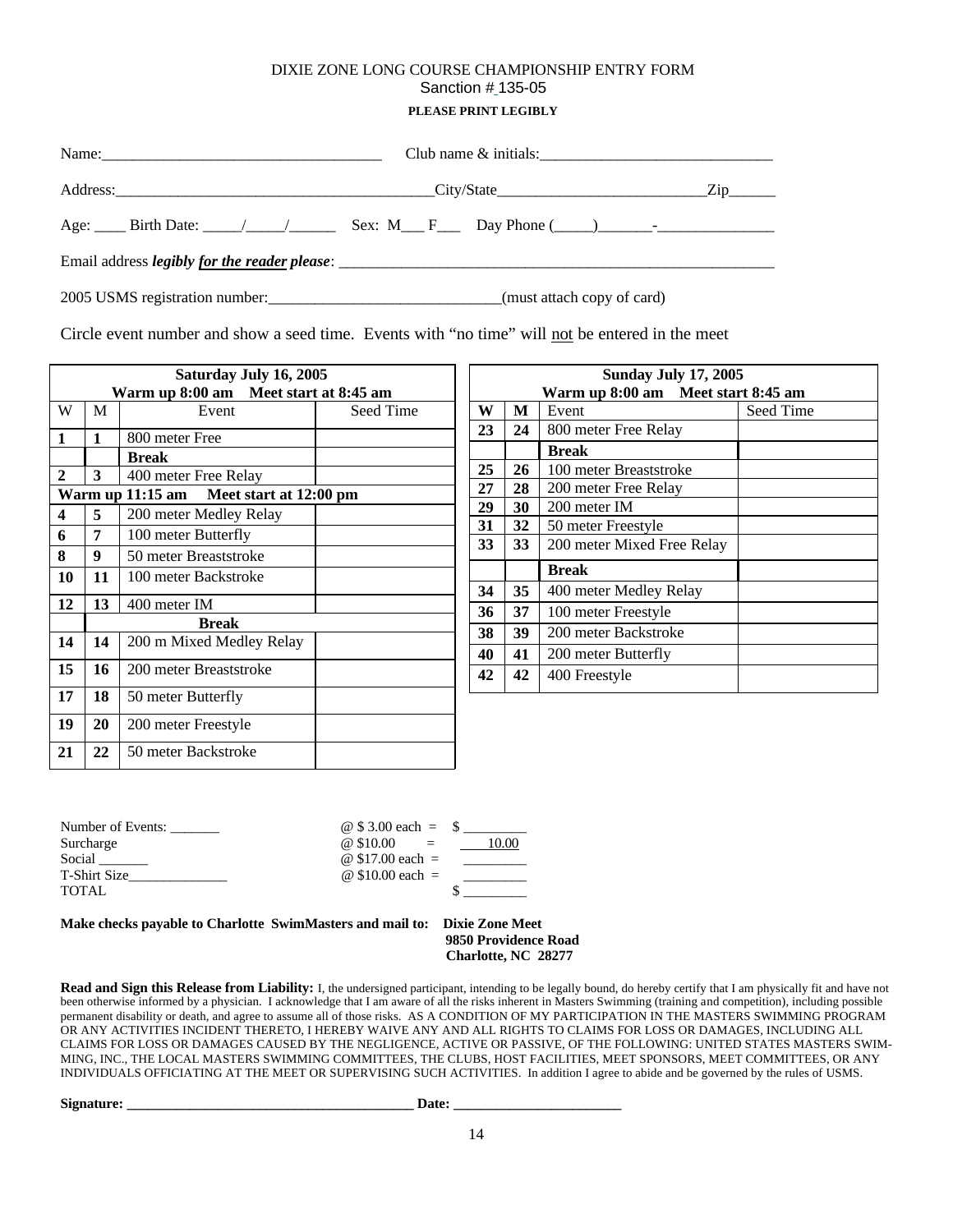DIXIE ZONE LONG COURSE CHAMPIONSHIP ENTRY FORM

Sanction # 135-05

**PLEASE PRINT LEGIBLY**

Name:___________________________________ Club name & initials:______________________________

Address:________________________________________City/State__________________________Zip______

Age: ____ Birth Date: _____/_____/______ Sex: M___ F___ Day Phone (_____)_______-_______________

Email address ***legibly for the reader please***: ________________________________________________________

2005 USMS registration number:_____________________________(must attach copy of card)

Circle event number and show a seed time. Events with "no time" will not be entered in the meet

| Saturday July 16, 2005 Warm up 8:00 am Meet start at 8:45 am | | | |
|---|---|---|---|
| W | M | Event | Seed Time |
| **1** | **1** | 800 meter Free | |
| | | **Break** | |
| **2** | **3** | 400 meter Free Relay | |
| **Warm up 11:15 am Meet start at 12:00 pm** | | | |
| **4** | **5** | 200 meter Medley Relay | |
| **6** | **7** | 100 meter Butterfly | |
| **8** | **9** | 50 meter Breaststroke | |
| **10** | **11** | 100 meter Backstroke | |
| **12** | **13** | 400 meter IM | |
| | | **Break** | |
| **14** | **14** | 200 m Mixed Medley Relay | |
| **15** | **16** | 200 meter Breaststroke | |
| **17** | **18** | 50 meter Butterfly | |
| **19** | **20** | 200 meter Freestyle | |
| **21** | **22** | 50 meter Backstroke | |

| Sunday July 17, 2005 Warm up 8:00 am Meet start 8:45 am | | | |
|---|---|---|---|
| **W** | **M** | Event | Seed Time |
| **23** | **24** | 800 meter Free Relay | |
| | | **Break** | |
| **25** | **26** | 100 meter Breaststroke | |
| **27** | **28** | 200 meter Free Relay | |
| **29** | **30** | 200 meter IM | |
| **31** | **32** | 50 meter Freestyle | |
| **33** | **33** | 200 meter Mixed Free Relay | |
| | | **Break** | |
| **34** | **35** | 400 meter Medley Relay | |
| **36** | **37** | 100 meter Freestyle | |
| **38** | **39** | 200 meter Backstroke | |
| **40** | **41** | 200 meter Butterfly | |
| **42** | **42** | 400 Freestyle | |

| | | |
|---|---|---|
| Number of Events: _______ | @ $ 3.00 each = | $ _________ |
| Surcharge | @ $10.00 = | 10.00 |
| Social _______ | @ $17.00 each = | _________ |
| T-Shirt Size______________ | @ $10.00 each = | _________ |
| TOTAL | | $ _________ |

**Make checks payable to Charlotte SwimMasters and mail to: Dixie Zone Meet**
**9850 Providence Road**
**Charlotte, NC 28277**

**Read and Sign this Release from Liability:** I, the undersigned participant, intending to be legally bound, do hereby certify that I am physically fit and have not been otherwise informed by a physician. I acknowledge that I am aware of all the risks inherent in Masters Swimming (training and competition), including possible permanent disability or death, and agree to assume all of those risks. AS A CONDITION OF MY PARTICIPATION IN THE MASTERS SWIMMING PROGRAM OR ANY ACTIVITIES INCIDENT THERETO, I HEREBY WAIVE ANY AND ALL RIGHTS TO CLAIMS FOR LOSS OR DAMAGES, INCLUDING ALL CLAIMS FOR LOSS OR DAMAGES CAUSED BY THE NEGLIGENCE, ACTIVE OR PASSIVE, OF THE FOLLOWING: UNITED STATES MASTERS SWIMMING, INC., THE LOCAL MASTERS SWIMMING COMMITTEES, THE CLUBS, HOST FACILITIES, MEET SPONSORS, MEET COMMITTEES, OR ANY INDIVIDUALS OFFICIATING AT THE MEET OR SUPERVISING SUCH ACTIVITIES. In addition I agree to abide and be governed by the rules of USMS.

**Signature: ________________________________________ Date: ________________________**